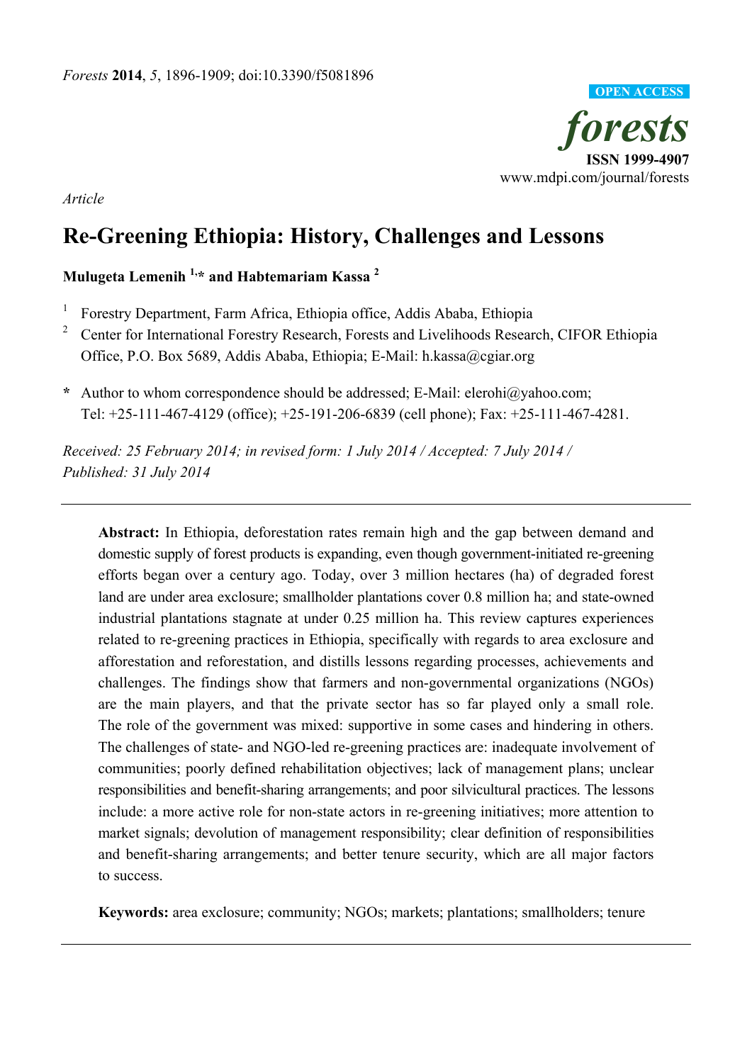*Forests* **2014**, *5*, 1896-1909; doi:10.3390/f5081896

OPEN ACCESS

***forests***

**ISSN 1999-4907**

www.mdpi.com/journal/forests

*Article*

# Re-Greening Ethiopia: History, Challenges and Lessons

**Mulugeta Lemenih [1,*] and Habtemariam Kassa [2]**

[1] Forestry Department, Farm Africa, Ethiopia office, Addis Ababa, Ethiopia

[2] Center for International Forestry Research, Forests and Livelihoods Research, CIFOR Ethiopia Office, P.O. Box 5689, Addis Ababa, Ethiopia; E-Mail: h.kassa@cgiar.org

**\*** Author to whom correspondence should be addressed; E-Mail: elerohi@yahoo.com; Tel: +25-111-467-4129 (office); +25-191-206-6839 (cell phone); Fax: +25-111-467-4281.

*Received: 25 February 2014; in revised form: 1 July 2014 / Accepted: 7 July 2014 / Published: 31 July 2014*

---

**Abstract:** In Ethiopia, deforestation rates remain high and the gap between demand and domestic supply of forest products is expanding, even though government-initiated re-greening efforts began over a century ago. Today, over 3 million hectares (ha) of degraded forest land are under area exclosure; smallholder plantations cover 0.8 million ha; and state-owned industrial plantations stagnate at under 0.25 million ha. This review captures experiences related to re-greening practices in Ethiopia, specifically with regards to area exclosure and afforestation and reforestation, and distills lessons regarding processes, achievements and challenges. The findings show that farmers and non-governmental organizations (NGOs) are the main players, and that the private sector has so far played only a small role. The role of the government was mixed: supportive in some cases and hindering in others. The challenges of state- and NGO-led re-greening practices are: inadequate involvement of communities; poorly defined rehabilitation objectives; lack of management plans; unclear responsibilities and benefit-sharing arrangements; and poor silvicultural practices. The lessons include: a more active role for non-state actors in re-greening initiatives; more attention to market signals; devolution of management responsibility; clear definition of responsibilities and benefit-sharing arrangements; and better tenure security, which are all major factors to success.

**Keywords:** area exclosure; community; NGOs; markets; plantations; smallholders; tenure

---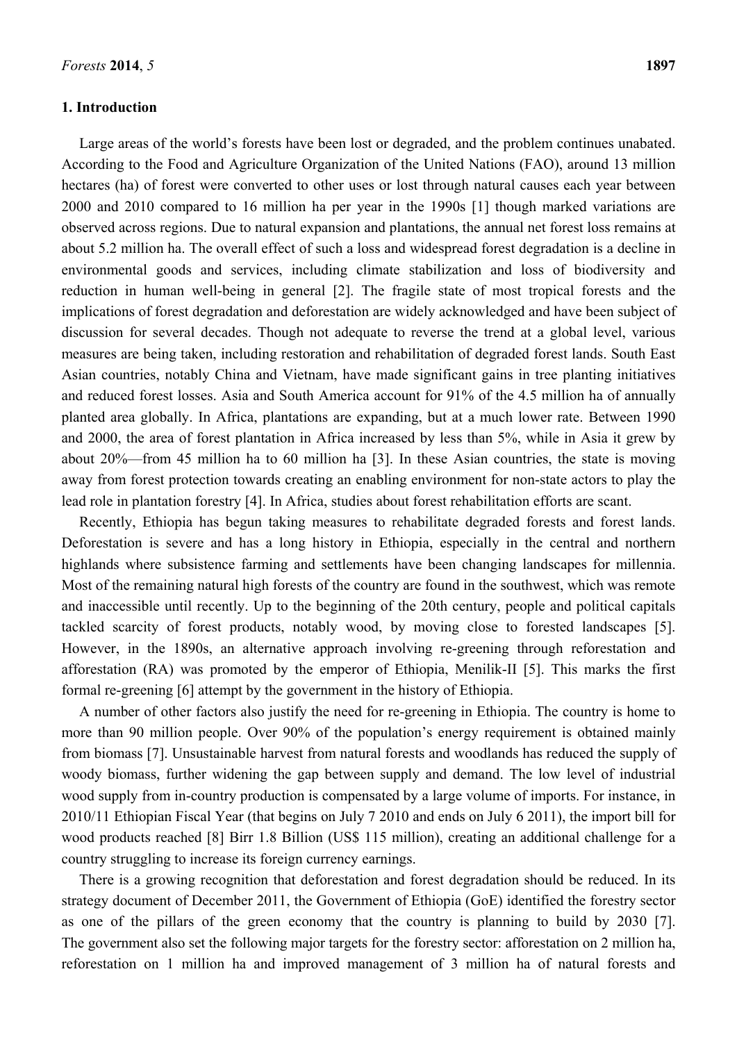## 1. Introduction

Large areas of the world's forests have been lost or degraded, and the problem continues unabated. According to the Food and Agriculture Organization of the United Nations (FAO), around 13 million hectares (ha) of forest were converted to other uses or lost through natural causes each year between 2000 and 2010 compared to 16 million ha per year in the 1990s [1] though marked variations are observed across regions. Due to natural expansion and plantations, the annual net forest loss remains at about 5.2 million ha. The overall effect of such a loss and widespread forest degradation is a decline in environmental goods and services, including climate stabilization and loss of biodiversity and reduction in human well-being in general [2]. The fragile state of most tropical forests and the implications of forest degradation and deforestation are widely acknowledged and have been subject of discussion for several decades. Though not adequate to reverse the trend at a global level, various measures are being taken, including restoration and rehabilitation of degraded forest lands. South East Asian countries, notably China and Vietnam, have made significant gains in tree planting initiatives and reduced forest losses. Asia and South America account for 91% of the 4.5 million ha of annually planted area globally. In Africa, plantations are expanding, but at a much lower rate. Between 1990 and 2000, the area of forest plantation in Africa increased by less than 5%, while in Asia it grew by about 20%—from 45 million ha to 60 million ha [3]. In these Asian countries, the state is moving away from forest protection towards creating an enabling environment for non-state actors to play the lead role in plantation forestry [4]. In Africa, studies about forest rehabilitation efforts are scant.

Recently, Ethiopia has begun taking measures to rehabilitate degraded forests and forest lands. Deforestation is severe and has a long history in Ethiopia, especially in the central and northern highlands where subsistence farming and settlements have been changing landscapes for millennia. Most of the remaining natural high forests of the country are found in the southwest, which was remote and inaccessible until recently. Up to the beginning of the 20th century, people and political capitals tackled scarcity of forest products, notably wood, by moving close to forested landscapes [5]. However, in the 1890s, an alternative approach involving re-greening through reforestation and afforestation (RA) was promoted by the emperor of Ethiopia, Menilik-II [5]. This marks the first formal re-greening [6] attempt by the government in the history of Ethiopia.

A number of other factors also justify the need for re-greening in Ethiopia. The country is home to more than 90 million people. Over 90% of the population's energy requirement is obtained mainly from biomass [7]. Unsustainable harvest from natural forests and woodlands has reduced the supply of woody biomass, further widening the gap between supply and demand. The low level of industrial wood supply from in-country production is compensated by a large volume of imports. For instance, in 2010/11 Ethiopian Fiscal Year (that begins on July 7 2010 and ends on July 6 2011), the import bill for wood products reached [8] Birr 1.8 Billion (US$ 115 million), creating an additional challenge for a country struggling to increase its foreign currency earnings.

There is a growing recognition that deforestation and forest degradation should be reduced. In its strategy document of December 2011, the Government of Ethiopia (GoE) identified the forestry sector as one of the pillars of the green economy that the country is planning to build by 2030 [7]. The government also set the following major targets for the forestry sector: afforestation on 2 million ha, reforestation on 1 million ha and improved management of 3 million ha of natural forests and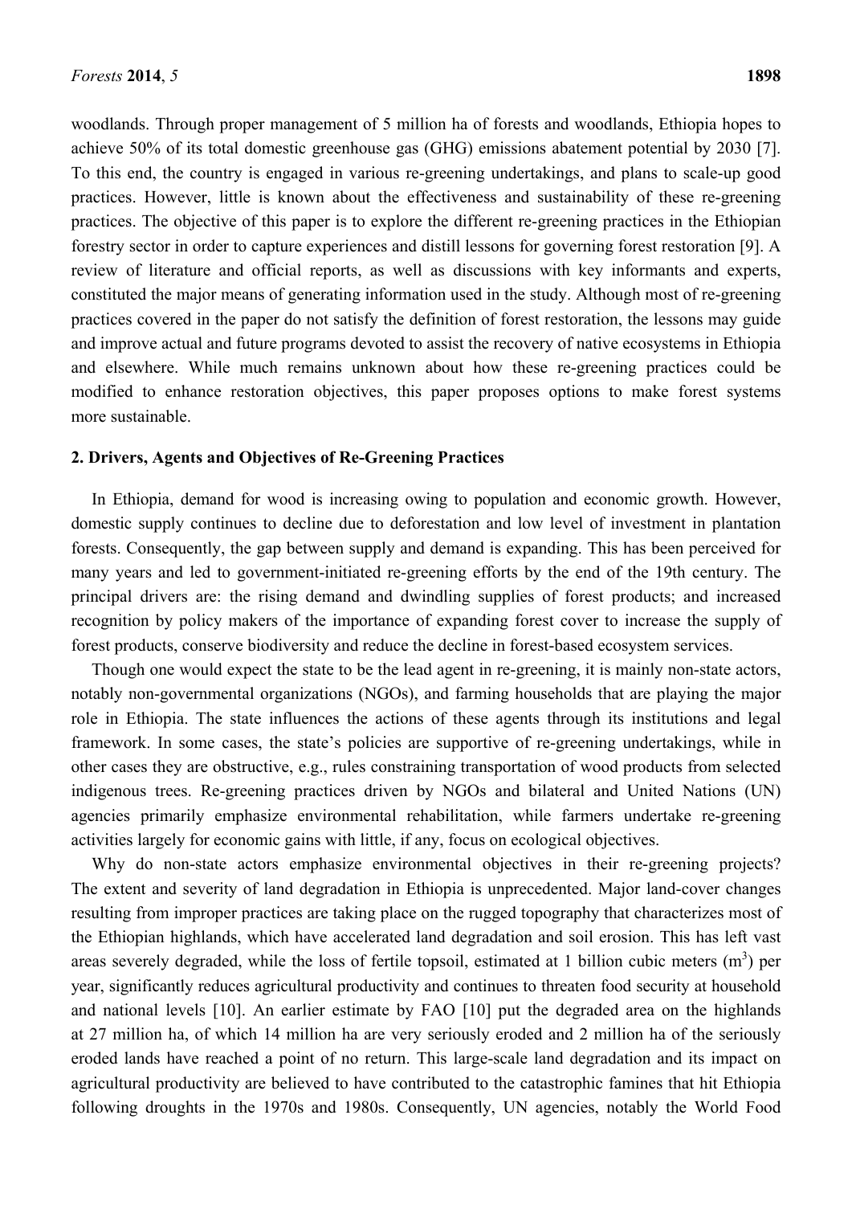woodlands. Through proper management of 5 million ha of forests and woodlands, Ethiopia hopes to achieve 50% of its total domestic greenhouse gas (GHG) emissions abatement potential by 2030 [7]. To this end, the country is engaged in various re-greening undertakings, and plans to scale-up good practices. However, little is known about the effectiveness and sustainability of these re-greening practices. The objective of this paper is to explore the different re-greening practices in the Ethiopian forestry sector in order to capture experiences and distill lessons for governing forest restoration [9]. A review of literature and official reports, as well as discussions with key informants and experts, constituted the major means of generating information used in the study. Although most of re-greening practices covered in the paper do not satisfy the definition of forest restoration, the lessons may guide and improve actual and future programs devoted to assist the recovery of native ecosystems in Ethiopia and elsewhere. While much remains unknown about how these re-greening practices could be modified to enhance restoration objectives, this paper proposes options to make forest systems more sustainable.

## 2. Drivers, Agents and Objectives of Re-Greening Practices

In Ethiopia, demand for wood is increasing owing to population and economic growth. However, domestic supply continues to decline due to deforestation and low level of investment in plantation forests. Consequently, the gap between supply and demand is expanding. This has been perceived for many years and led to government-initiated re-greening efforts by the end of the 19th century. The principal drivers are: the rising demand and dwindling supplies of forest products; and increased recognition by policy makers of the importance of expanding forest cover to increase the supply of forest products, conserve biodiversity and reduce the decline in forest-based ecosystem services.

Though one would expect the state to be the lead agent in re-greening, it is mainly non-state actors, notably non-governmental organizations (NGOs), and farming households that are playing the major role in Ethiopia. The state influences the actions of these agents through its institutions and legal framework. In some cases, the state's policies are supportive of re-greening undertakings, while in other cases they are obstructive, e.g., rules constraining transportation of wood products from selected indigenous trees. Re-greening practices driven by NGOs and bilateral and United Nations (UN) agencies primarily emphasize environmental rehabilitation, while farmers undertake re-greening activities largely for economic gains with little, if any, focus on ecological objectives.

Why do non-state actors emphasize environmental objectives in their re-greening projects? The extent and severity of land degradation in Ethiopia is unprecedented. Major land-cover changes resulting from improper practices are taking place on the rugged topography that characterizes most of the Ethiopian highlands, which have accelerated land degradation and soil erosion. This has left vast areas severely degraded, while the loss of fertile topsoil, estimated at 1 billion cubic meters ($m^3$) per year, significantly reduces agricultural productivity and continues to threaten food security at household and national levels [10]. An earlier estimate by FAO [10] put the degraded area on the highlands at 27 million ha, of which 14 million ha are very seriously eroded and 2 million ha of the seriously eroded lands have reached a point of no return. This large-scale land degradation and its impact on agricultural productivity are believed to have contributed to the catastrophic famines that hit Ethiopia following droughts in the 1970s and 1980s. Consequently, UN agencies, notably the World Food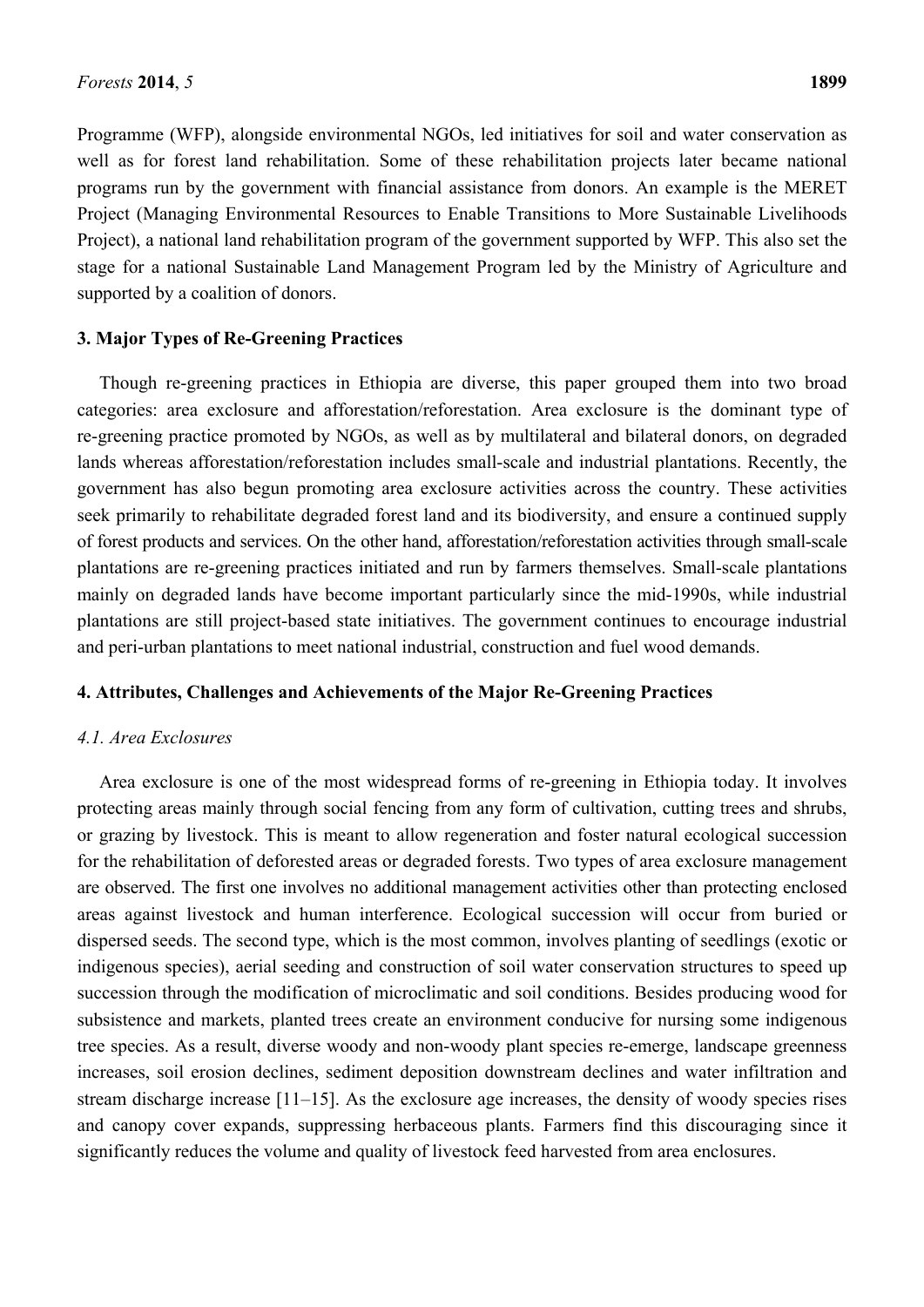Programme (WFP), alongside environmental NGOs, led initiatives for soil and water conservation as well as for forest land rehabilitation. Some of these rehabilitation projects later became national programs run by the government with financial assistance from donors. An example is the MERET Project (Managing Environmental Resources to Enable Transitions to More Sustainable Livelihoods Project), a national land rehabilitation program of the government supported by WFP. This also set the stage for a national Sustainable Land Management Program led by the Ministry of Agriculture and supported by a coalition of donors.

## 3. Major Types of Re-Greening Practices

Though re-greening practices in Ethiopia are diverse, this paper grouped them into two broad categories: area exclosure and afforestation/reforestation. Area exclosure is the dominant type of re-greening practice promoted by NGOs, as well as by multilateral and bilateral donors, on degraded lands whereas afforestation/reforestation includes small-scale and industrial plantations. Recently, the government has also begun promoting area exclosure activities across the country. These activities seek primarily to rehabilitate degraded forest land and its biodiversity, and ensure a continued supply of forest products and services. On the other hand, afforestation/reforestation activities through small-scale plantations are re-greening practices initiated and run by farmers themselves. Small-scale plantations mainly on degraded lands have become important particularly since the mid-1990s, while industrial plantations are still project-based state initiatives. The government continues to encourage industrial and peri-urban plantations to meet national industrial, construction and fuel wood demands.

## 4. Attributes, Challenges and Achievements of the Major Re-Greening Practices

### *4.1. Area Exclosures*

Area exclosure is one of the most widespread forms of re-greening in Ethiopia today. It involves protecting areas mainly through social fencing from any form of cultivation, cutting trees and shrubs, or grazing by livestock. This is meant to allow regeneration and foster natural ecological succession for the rehabilitation of deforested areas or degraded forests. Two types of area exclosure management are observed. The first one involves no additional management activities other than protecting enclosed areas against livestock and human interference. Ecological succession will occur from buried or dispersed seeds. The second type, which is the most common, involves planting of seedlings (exotic or indigenous species), aerial seeding and construction of soil water conservation structures to speed up succession through the modification of microclimatic and soil conditions. Besides producing wood for subsistence and markets, planted trees create an environment conducive for nursing some indigenous tree species. As a result, diverse woody and non-woody plant species re-emerge, landscape greenness increases, soil erosion declines, sediment deposition downstream declines and water infiltration and stream discharge increase [11–15]. As the exclosure age increases, the density of woody species rises and canopy cover expands, suppressing herbaceous plants. Farmers find this discouraging since it significantly reduces the volume and quality of livestock feed harvested from area enclosures.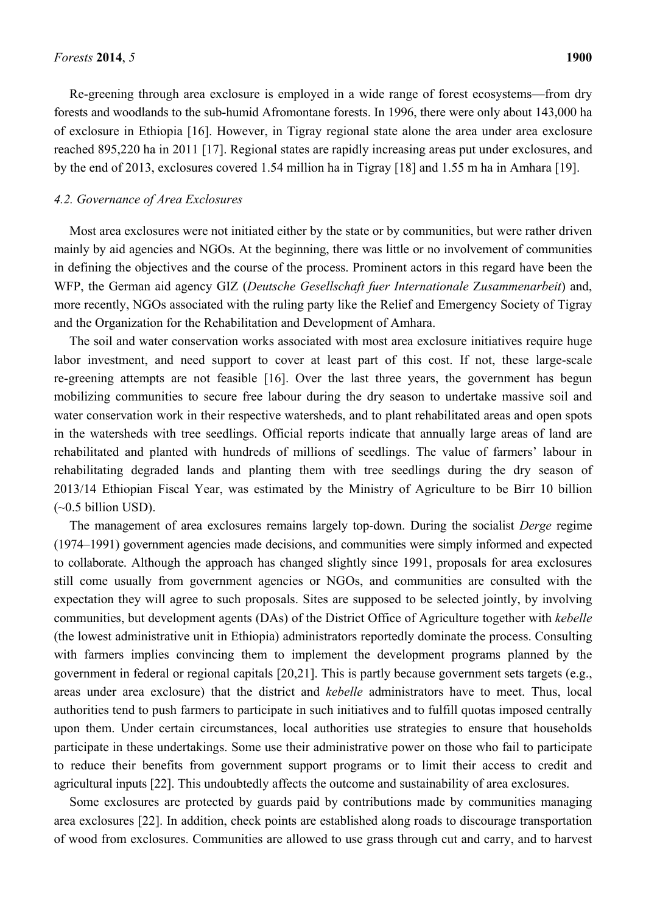Re-greening through area exclosure is employed in a wide range of forest ecosystems—from dry forests and woodlands to the sub-humid Afromontane forests. In 1996, there were only about 143,000 ha of exclosure in Ethiopia [16]. However, in Tigray regional state alone the area under area exclosure reached 895,220 ha in 2011 [17]. Regional states are rapidly increasing areas put under exclosures, and by the end of 2013, exclosures covered 1.54 million ha in Tigray [18] and 1.55 m ha in Amhara [19].

### *4.2. Governance of Area Exclosures*

Most area exclosures were not initiated either by the state or by communities, but were rather driven mainly by aid agencies and NGOs. At the beginning, there was little or no involvement of communities in defining the objectives and the course of the process. Prominent actors in this regard have been the WFP, the German aid agency GIZ (*Deutsche Gesellschaft fuer Internationale Zusammenarbeit*) and, more recently, NGOs associated with the ruling party like the Relief and Emergency Society of Tigray and the Organization for the Rehabilitation and Development of Amhara.

The soil and water conservation works associated with most area exclosure initiatives require huge labor investment, and need support to cover at least part of this cost. If not, these large-scale re-greening attempts are not feasible [16]. Over the last three years, the government has begun mobilizing communities to secure free labour during the dry season to undertake massive soil and water conservation work in their respective watersheds, and to plant rehabilitated areas and open spots in the watersheds with tree seedlings. Official reports indicate that annually large areas of land are rehabilitated and planted with hundreds of millions of seedlings. The value of farmers' labour in rehabilitating degraded lands and planting them with tree seedlings during the dry season of 2013/14 Ethiopian Fiscal Year, was estimated by the Ministry of Agriculture to be Birr 10 billion (~0.5 billion USD).

The management of area exclosures remains largely top-down. During the socialist *Derge* regime (1974–1991) government agencies made decisions, and communities were simply informed and expected to collaborate. Although the approach has changed slightly since 1991, proposals for area exclosures still come usually from government agencies or NGOs, and communities are consulted with the expectation they will agree to such proposals. Sites are supposed to be selected jointly, by involving communities, but development agents (DAs) of the District Office of Agriculture together with *kebelle* (the lowest administrative unit in Ethiopia) administrators reportedly dominate the process. Consulting with farmers implies convincing them to implement the development programs planned by the government in federal or regional capitals [20,21]. This is partly because government sets targets (e.g., areas under area exclosure) that the district and *kebelle* administrators have to meet. Thus, local authorities tend to push farmers to participate in such initiatives and to fulfill quotas imposed centrally upon them. Under certain circumstances, local authorities use strategies to ensure that households participate in these undertakings. Some use their administrative power on those who fail to participate to reduce their benefits from government support programs or to limit their access to credit and agricultural inputs [22]. This undoubtedly affects the outcome and sustainability of area exclosures.

Some exclosures are protected by guards paid by contributions made by communities managing area exclosures [22]. In addition, check points are established along roads to discourage transportation of wood from exclosures. Communities are allowed to use grass through cut and carry, and to harvest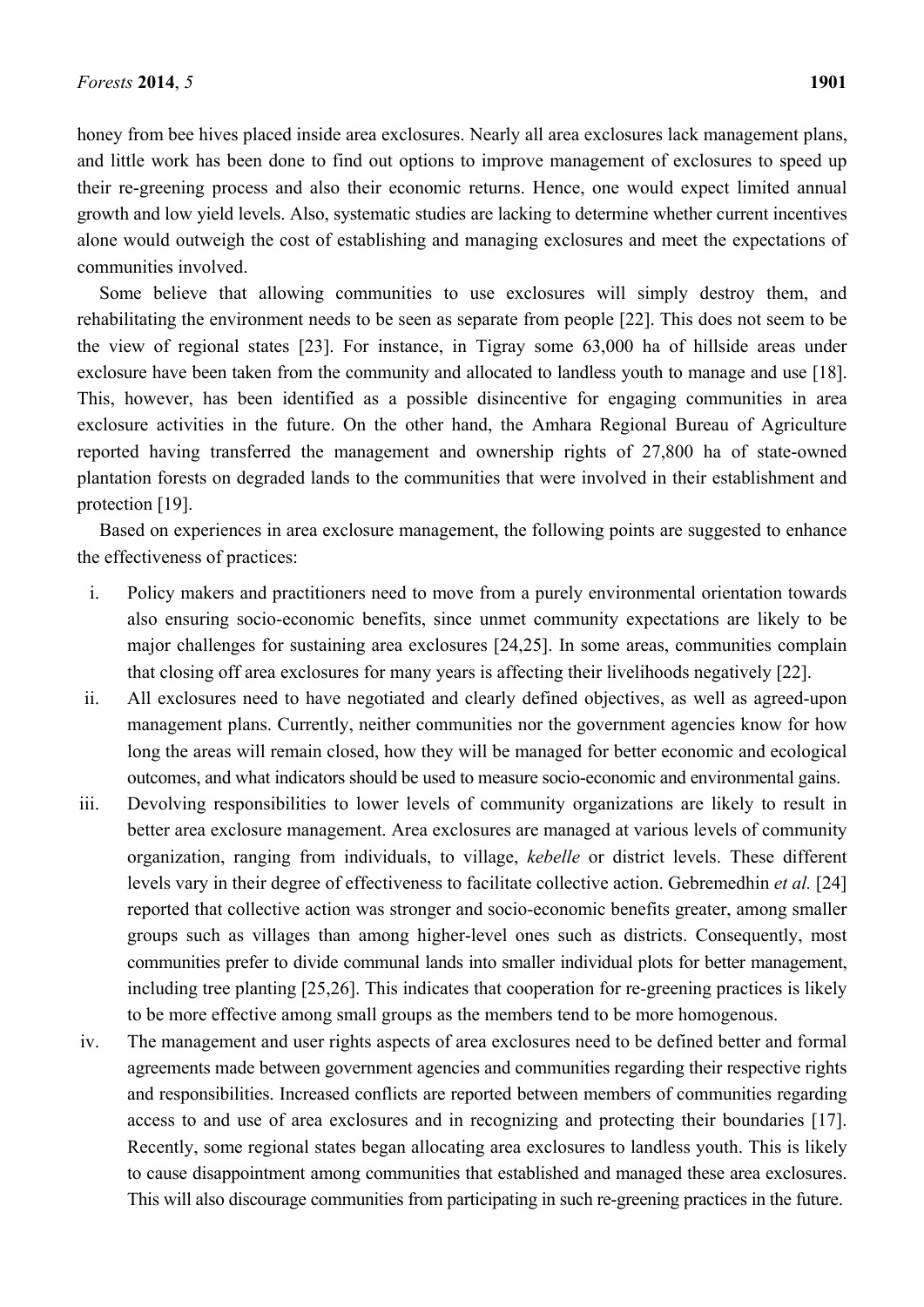honey from bee hives placed inside area exclosures. Nearly all area exclosures lack management plans, and little work has been done to find out options to improve management of exclosures to speed up their re-greening process and also their economic returns. Hence, one would expect limited annual growth and low yield levels. Also, systematic studies are lacking to determine whether current incentives alone would outweigh the cost of establishing and managing exclosures and meet the expectations of communities involved.

Some believe that allowing communities to use exclosures will simply destroy them, and rehabilitating the environment needs to be seen as separate from people [22]. This does not seem to be the view of regional states [23]. For instance, in Tigray some 63,000 ha of hillside areas under exclosure have been taken from the community and allocated to landless youth to manage and use [18]. This, however, has been identified as a possible disincentive for engaging communities in area exclosure activities in the future. On the other hand, the Amhara Regional Bureau of Agriculture reported having transferred the management and ownership rights of 27,800 ha of state-owned plantation forests on degraded lands to the communities that were involved in their establishment and protection [19].

Based on experiences in area exclosure management, the following points are suggested to enhance the effectiveness of practices:

i. Policy makers and practitioners need to move from a purely environmental orientation towards also ensuring socio-economic benefits, since unmet community expectations are likely to be major challenges for sustaining area exclosures [24,25]. In some areas, communities complain that closing off area exclosures for many years is affecting their livelihoods negatively [22].
ii. All exclosures need to have negotiated and clearly defined objectives, as well as agreed-upon management plans. Currently, neither communities nor the government agencies know for how long the areas will remain closed, how they will be managed for better economic and ecological outcomes, and what indicators should be used to measure socio-economic and environmental gains.
iii. Devolving responsibilities to lower levels of community organizations are likely to result in better area exclosure management. Area exclosures are managed at various levels of community organization, ranging from individuals, to village, *kebelle* or district levels. These different levels vary in their degree of effectiveness to facilitate collective action. Gebremedhin *et al.* [24] reported that collective action was stronger and socio-economic benefits greater, among smaller groups such as villages than among higher-level ones such as districts. Consequently, most communities prefer to divide communal lands into smaller individual plots for better management, including tree planting [25,26]. This indicates that cooperation for re-greening practices is likely to be more effective among small groups as the members tend to be more homogenous.
iv. The management and user rights aspects of area exclosures need to be defined better and formal agreements made between government agencies and communities regarding their respective rights and responsibilities. Increased conflicts are reported between members of communities regarding access to and use of area exclosures and in recognizing and protecting their boundaries [17]. Recently, some regional states began allocating area exclosures to landless youth. This is likely to cause disappointment among communities that established and managed these area exclosures. This will also discourage communities from participating in such re-greening practices in the future.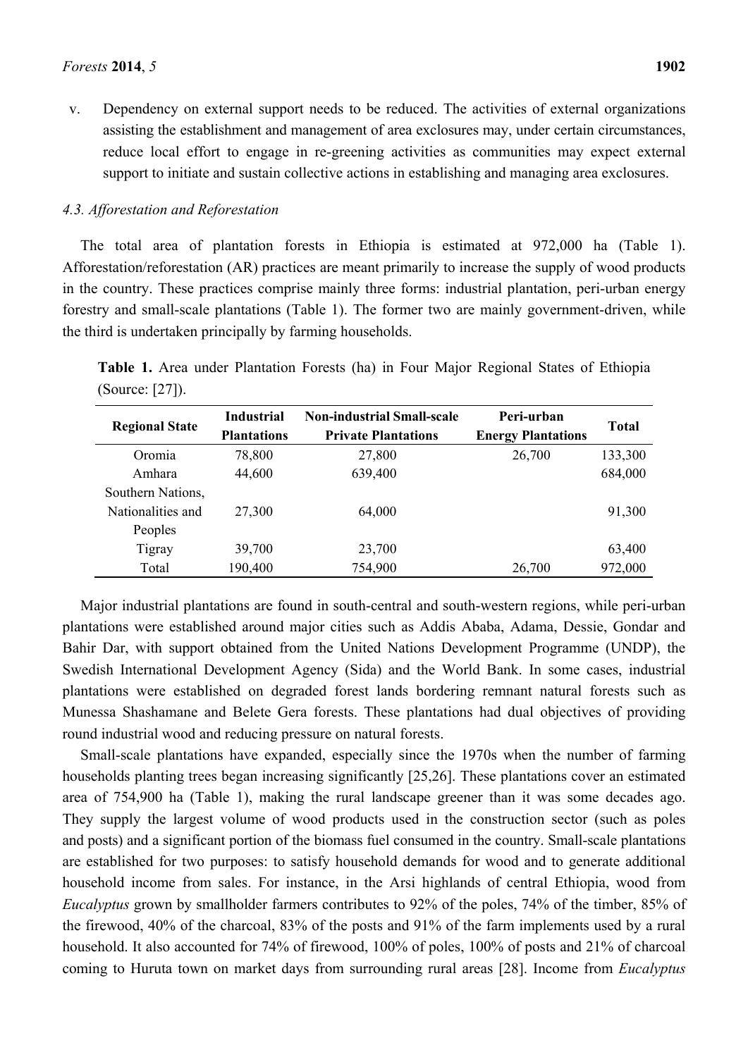v. Dependency on external support needs to be reduced. The activities of external organizations assisting the establishment and management of area exclosures may, under certain circumstances, reduce local effort to engage in re-greening activities as communities may expect external support to initiate and sustain collective actions in establishing and managing area exclosures.

### *4.3. Afforestation and Reforestation*

The total area of plantation forests in Ethiopia is estimated at 972,000 ha (Table 1). Afforestation/reforestation (AR) practices are meant primarily to increase the supply of wood products in the country. These practices comprise mainly three forms: industrial plantation, peri-urban energy forestry and small-scale plantations (Table 1). The former two are mainly government-driven, while the third is undertaken principally by farming households.

**Table 1.** Area under Plantation Forests (ha) in Four Major Regional States of Ethiopia (Source: [27]).

| Regional State | Industrial Plantations | Non-industrial Small-scale Private Plantations | Peri-urban Energy Plantations | Total |
|---|---|---|---|---|
| Oromia | 78,800 | 27,800 | 26,700 | 133,300 |
| Amhara | 44,600 | 639,400 | | 684,000 |
| Southern Nations, Nationalities and Peoples | 27,300 | 64,000 | | 91,300 |
| Tigray | 39,700 | 23,700 | | 63,400 |
| Total | 190,400 | 754,900 | 26,700 | 972,000 |

Major industrial plantations are found in south-central and south-western regions, while peri-urban plantations were established around major cities such as Addis Ababa, Adama, Dessie, Gondar and Bahir Dar, with support obtained from the United Nations Development Programme (UNDP), the Swedish International Development Agency (Sida) and the World Bank. In some cases, industrial plantations were established on degraded forest lands bordering remnant natural forests such as Munessa Shashamane and Belete Gera forests. These plantations had dual objectives of providing round industrial wood and reducing pressure on natural forests.

Small-scale plantations have expanded, especially since the 1970s when the number of farming households planting trees began increasing significantly [25,26]. These plantations cover an estimated area of 754,900 ha (Table 1), making the rural landscape greener than it was some decades ago. They supply the largest volume of wood products used in the construction sector (such as poles and posts) and a significant portion of the biomass fuel consumed in the country. Small-scale plantations are established for two purposes: to satisfy household demands for wood and to generate additional household income from sales. For instance, in the Arsi highlands of central Ethiopia, wood from *Eucalyptus* grown by smallholder farmers contributes to 92% of the poles, 74% of the timber, 85% of the firewood, 40% of the charcoal, 83% of the posts and 91% of the farm implements used by a rural household. It also accounted for 74% of firewood, 100% of poles, 100% of posts and 21% of charcoal coming to Huruta town on market days from surrounding rural areas [28]. Income from *Eucalyptus*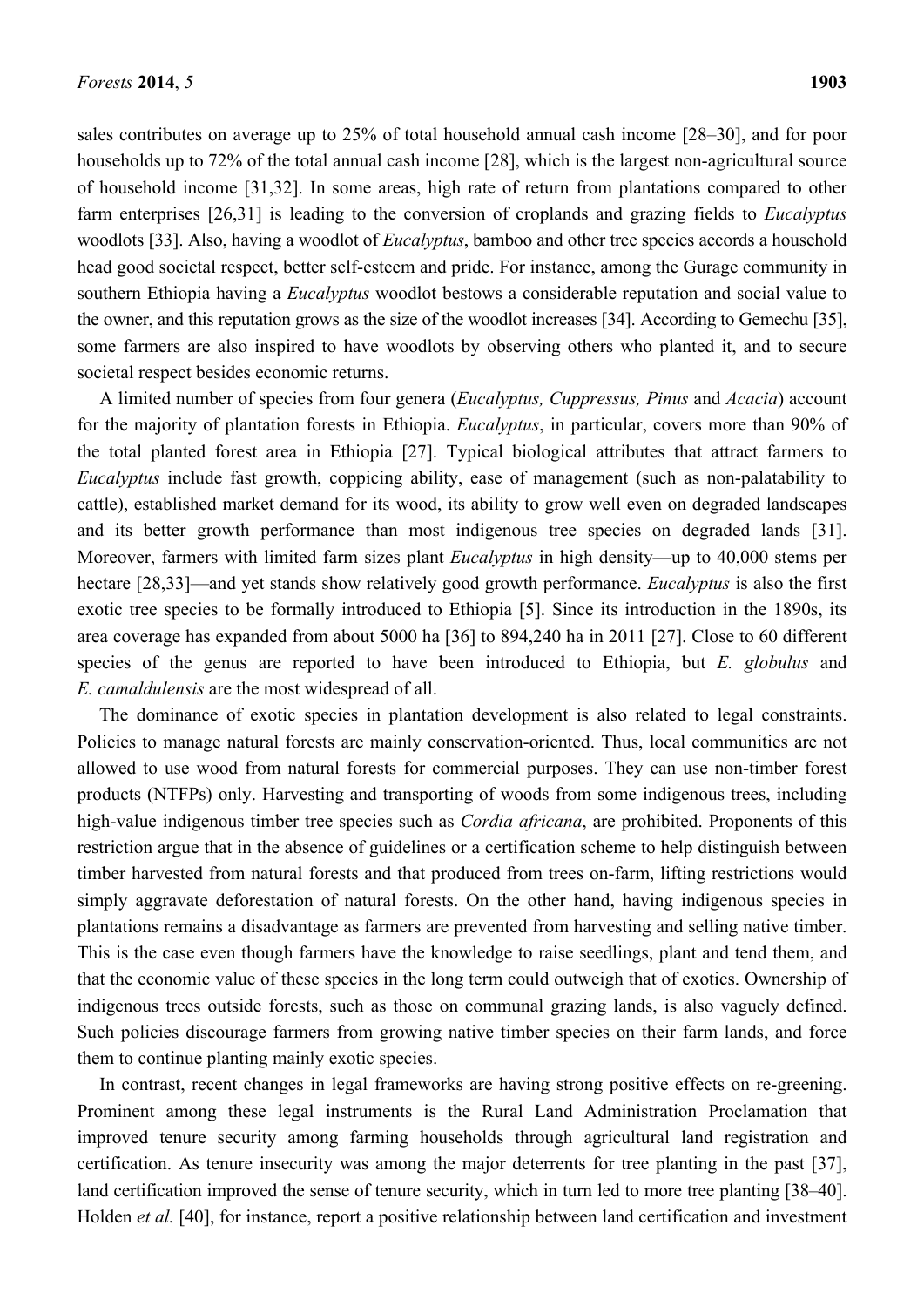sales contributes on average up to 25% of total household annual cash income [28–30], and for poor households up to 72% of the total annual cash income [28], which is the largest non-agricultural source of household income [31,32]. In some areas, high rate of return from plantations compared to other farm enterprises [26,31] is leading to the conversion of croplands and grazing fields to *Eucalyptus* woodlots [33]. Also, having a woodlot of *Eucalyptus*, bamboo and other tree species accords a household head good societal respect, better self-esteem and pride. For instance, among the Gurage community in southern Ethiopia having a *Eucalyptus* woodlot bestows a considerable reputation and social value to the owner, and this reputation grows as the size of the woodlot increases [34]. According to Gemechu [35], some farmers are also inspired to have woodlots by observing others who planted it, and to secure societal respect besides economic returns.

A limited number of species from four genera (*Eucalyptus, Cuppressus, Pinus* and *Acacia*) account for the majority of plantation forests in Ethiopia. *Eucalyptus*, in particular, covers more than 90% of the total planted forest area in Ethiopia [27]. Typical biological attributes that attract farmers to *Eucalyptus* include fast growth, coppicing ability, ease of management (such as non-palatability to cattle), established market demand for its wood, its ability to grow well even on degraded landscapes and its better growth performance than most indigenous tree species on degraded lands [31]. Moreover, farmers with limited farm sizes plant *Eucalyptus* in high density—up to 40,000 stems per hectare [28,33]—and yet stands show relatively good growth performance. *Eucalyptus* is also the first exotic tree species to be formally introduced to Ethiopia [5]. Since its introduction in the 1890s, its area coverage has expanded from about 5000 ha [36] to 894,240 ha in 2011 [27]. Close to 60 different species of the genus are reported to have been introduced to Ethiopia, but *E. globulus* and *E. camaldulensis* are the most widespread of all.

The dominance of exotic species in plantation development is also related to legal constraints. Policies to manage natural forests are mainly conservation-oriented. Thus, local communities are not allowed to use wood from natural forests for commercial purposes. They can use non-timber forest products (NTFPs) only. Harvesting and transporting of woods from some indigenous trees, including high-value indigenous timber tree species such as *Cordia africana*, are prohibited. Proponents of this restriction argue that in the absence of guidelines or a certification scheme to help distinguish between timber harvested from natural forests and that produced from trees on-farm, lifting restrictions would simply aggravate deforestation of natural forests. On the other hand, having indigenous species in plantations remains a disadvantage as farmers are prevented from harvesting and selling native timber. This is the case even though farmers have the knowledge to raise seedlings, plant and tend them, and that the economic value of these species in the long term could outweigh that of exotics. Ownership of indigenous trees outside forests, such as those on communal grazing lands, is also vaguely defined. Such policies discourage farmers from growing native timber species on their farm lands, and force them to continue planting mainly exotic species.

In contrast, recent changes in legal frameworks are having strong positive effects on re-greening. Prominent among these legal instruments is the Rural Land Administration Proclamation that improved tenure security among farming households through agricultural land registration and certification. As tenure insecurity was among the major deterrents for tree planting in the past [37], land certification improved the sense of tenure security, which in turn led to more tree planting [38–40]. Holden *et al.* [40], for instance, report a positive relationship between land certification and investment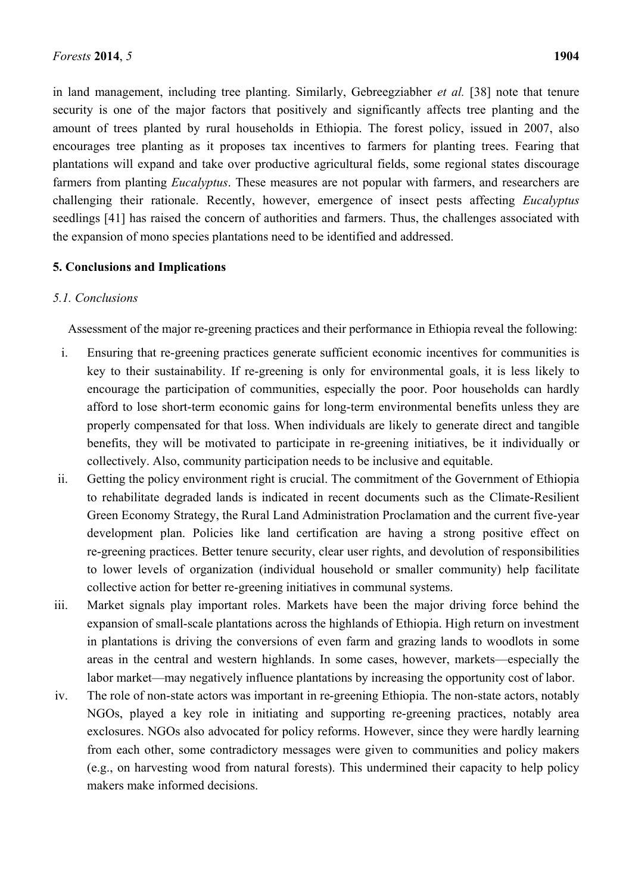in land management, including tree planting. Similarly, Gebreegziabher *et al.* [38] note that tenure security is one of the major factors that positively and significantly affects tree planting and the amount of trees planted by rural households in Ethiopia. The forest policy, issued in 2007, also encourages tree planting as it proposes tax incentives to farmers for planting trees. Fearing that plantations will expand and take over productive agricultural fields, some regional states discourage farmers from planting *Eucalyptus*. These measures are not popular with farmers, and researchers are challenging their rationale. Recently, however, emergence of insect pests affecting *Eucalyptus* seedlings [41] has raised the concern of authorities and farmers. Thus, the challenges associated with the expansion of mono species plantations need to be identified and addressed.

## 5. Conclusions and Implications

### 5.1. Conclusions

Assessment of the major re-greening practices and their performance in Ethiopia reveal the following:

i. Ensuring that re-greening practices generate sufficient economic incentives for communities is key to their sustainability. If re-greening is only for environmental goals, it is less likely to encourage the participation of communities, especially the poor. Poor households can hardly afford to lose short-term economic gains for long-term environmental benefits unless they are properly compensated for that loss. When individuals are likely to generate direct and tangible benefits, they will be motivated to participate in re-greening initiatives, be it individually or collectively. Also, community participation needs to be inclusive and equitable.
ii. Getting the policy environment right is crucial. The commitment of the Government of Ethiopia to rehabilitate degraded lands is indicated in recent documents such as the Climate-Resilient Green Economy Strategy, the Rural Land Administration Proclamation and the current five-year development plan. Policies like land certification are having a strong positive effect on re-greening practices. Better tenure security, clear user rights, and devolution of responsibilities to lower levels of organization (individual household or smaller community) help facilitate collective action for better re-greening initiatives in communal systems.
iii. Market signals play important roles. Markets have been the major driving force behind the expansion of small-scale plantations across the highlands of Ethiopia. High return on investment in plantations is driving the conversions of even farm and grazing lands to woodlots in some areas in the central and western highlands. In some cases, however, markets—especially the labor market—may negatively influence plantations by increasing the opportunity cost of labor.
iv. The role of non-state actors was important in re-greening Ethiopia. The non-state actors, notably NGOs, played a key role in initiating and supporting re-greening practices, notably area exclosures. NGOs also advocated for policy reforms. However, since they were hardly learning from each other, some contradictory messages were given to communities and policy makers (e.g., on harvesting wood from natural forests). This undermined their capacity to help policy makers make informed decisions.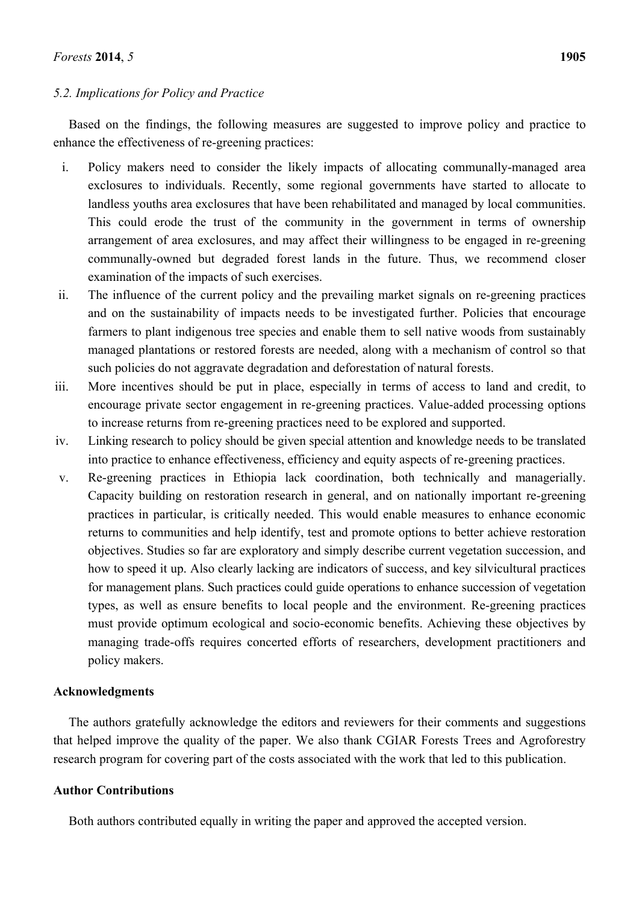### 5.2. Implications for Policy and Practice

Based on the findings, the following measures are suggested to improve policy and practice to enhance the effectiveness of re-greening practices:

i. Policy makers need to consider the likely impacts of allocating communally-managed area exclosures to individuals. Recently, some regional governments have started to allocate to landless youths area exclosures that have been rehabilitated and managed by local communities. This could erode the trust of the community in the government in terms of ownership arrangement of area exclosures, and may affect their willingness to be engaged in re-greening communally-owned but degraded forest lands in the future. Thus, we recommend closer examination of the impacts of such exercises.
ii. The influence of the current policy and the prevailing market signals on re-greening practices and on the sustainability of impacts needs to be investigated further. Policies that encourage farmers to plant indigenous tree species and enable them to sell native woods from sustainably managed plantations or restored forests are needed, along with a mechanism of control so that such policies do not aggravate degradation and deforestation of natural forests.
iii. More incentives should be put in place, especially in terms of access to land and credit, to encourage private sector engagement in re-greening practices. Value-added processing options to increase returns from re-greening practices need to be explored and supported.
iv. Linking research to policy should be given special attention and knowledge needs to be translated into practice to enhance effectiveness, efficiency and equity aspects of re-greening practices.
v. Re-greening practices in Ethiopia lack coordination, both technically and managerially. Capacity building on restoration research in general, and on nationally important re-greening practices in particular, is critically needed. This would enable measures to enhance economic returns to communities and help identify, test and promote options to better achieve restoration objectives. Studies so far are exploratory and simply describe current vegetation succession, and how to speed it up. Also clearly lacking are indicators of success, and key silvicultural practices for management plans. Such practices could guide operations to enhance succession of vegetation types, as well as ensure benefits to local people and the environment. Re-greening practices must provide optimum ecological and socio-economic benefits. Achieving these objectives by managing trade-offs requires concerted efforts of researchers, development practitioners and policy makers.

## Acknowledgments

The authors gratefully acknowledge the editors and reviewers for their comments and suggestions that helped improve the quality of the paper. We also thank CGIAR Forests Trees and Agroforestry research program for covering part of the costs associated with the work that led to this publication.

## Author Contributions

Both authors contributed equally in writing the paper and approved the accepted version.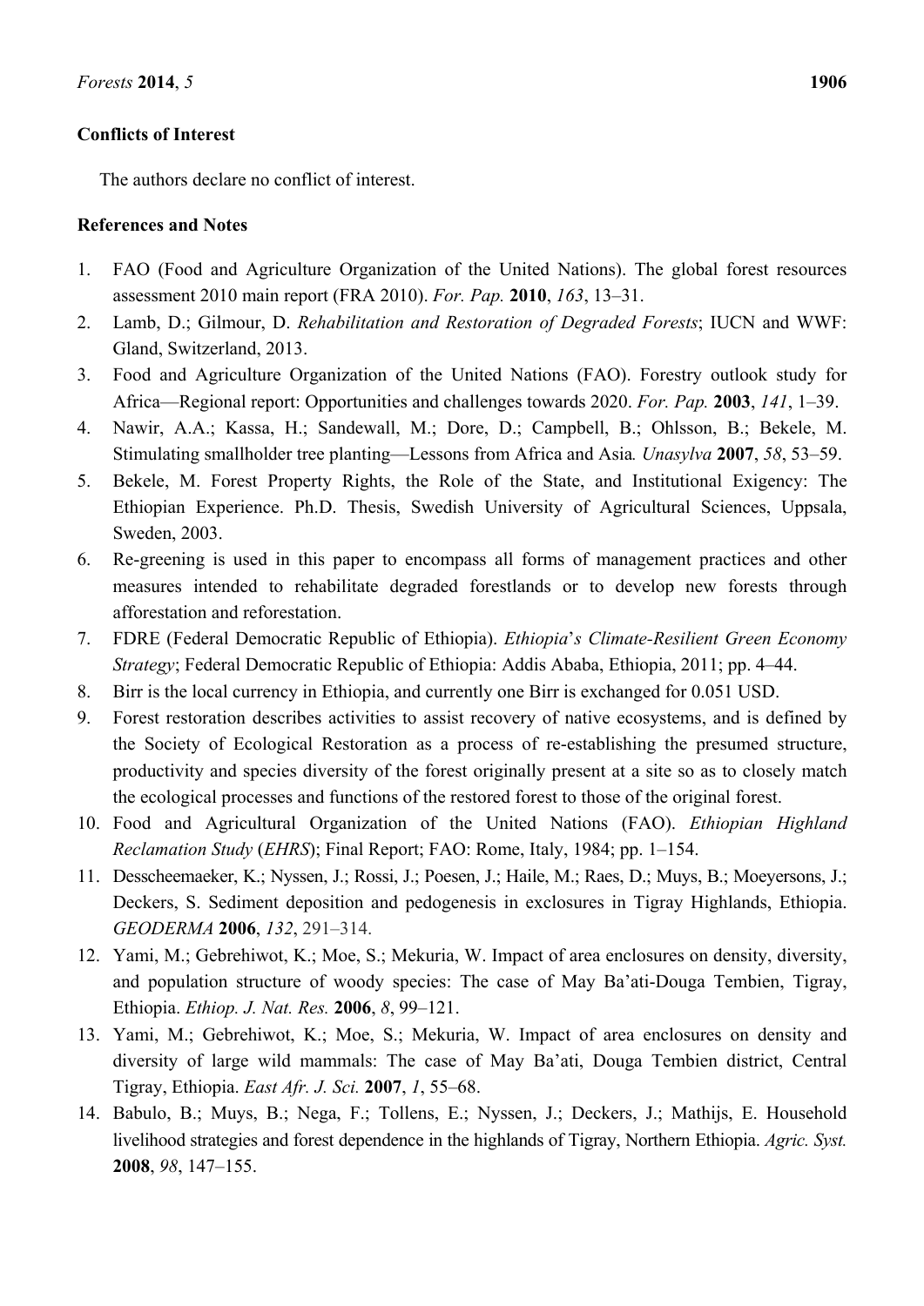**Conflicts of Interest**

The authors declare no conflict of interest.

**References and Notes**

1. FAO (Food and Agriculture Organization of the United Nations). The global forest resources assessment 2010 main report (FRA 2010). *For. Pap.* **2010**, *163*, 13–31.
2. Lamb, D.; Gilmour, D. *Rehabilitation and Restoration of Degraded Forests*; IUCN and WWF: Gland, Switzerland, 2013.
3. Food and Agriculture Organization of the United Nations (FAO). Forestry outlook study for Africa—Regional report: Opportunities and challenges towards 2020. *For. Pap.* **2003**, *141*, 1–39.
4. Nawir, A.A.; Kassa, H.; Sandewall, M.; Dore, D.; Campbell, B.; Ohlsson, B.; Bekele, M. Stimulating smallholder tree planting—Lessons from Africa and Asia*. Unasylva* **2007**, *58*, 53–59.
5. Bekele, M. Forest Property Rights, the Role of the State, and Institutional Exigency: The Ethiopian Experience. Ph.D. Thesis, Swedish University of Agricultural Sciences, Uppsala, Sweden, 2003.
6. Re-greening is used in this paper to encompass all forms of management practices and other measures intended to rehabilitate degraded forestlands or to develop new forests through afforestation and reforestation.
7. FDRE (Federal Democratic Republic of Ethiopia). *Ethiopia*'*s Climate-Resilient Green Economy Strategy*; Federal Democratic Republic of Ethiopia: Addis Ababa, Ethiopia, 2011; pp. 4–44.
8. Birr is the local currency in Ethiopia, and currently one Birr is exchanged for 0.051 USD.
9. Forest restoration describes activities to assist recovery of native ecosystems, and is defined by the Society of Ecological Restoration as a process of re-establishing the presumed structure, productivity and species diversity of the forest originally present at a site so as to closely match the ecological processes and functions of the restored forest to those of the original forest.
10. Food and Agricultural Organization of the United Nations (FAO). *Ethiopian Highland Reclamation Study* (*EHRS*); Final Report; FAO: Rome, Italy, 1984; pp. 1–154.
11. Desscheemaeker, K.; Nyssen, J.; Rossi, J.; Poesen, J.; Haile, M.; Raes, D.; Muys, B.; Moeyersons, J.; Deckers, S. Sediment deposition and pedogenesis in exclosures in Tigray Highlands, Ethiopia. *GEODERMA* **2006**, *132*, 291–314.
12. Yami, M.; Gebrehiwot, K.; Moe, S.; Mekuria, W. Impact of area enclosures on density, diversity, and population structure of woody species: The case of May Ba'ati-Douga Tembien, Tigray, Ethiopia. *Ethiop. J. Nat. Res.* **2006**, *8*, 99–121.
13. Yami, M.; Gebrehiwot, K.; Moe, S.; Mekuria, W. Impact of area enclosures on density and diversity of large wild mammals: The case of May Ba'ati, Douga Tembien district, Central Tigray, Ethiopia. *East Afr. J. Sci.* **2007**, *1*, 55–68.
14. Babulo, B.; Muys, B.; Nega, F.; Tollens, E.; Nyssen, J.; Deckers, J.; Mathijs, E. Household livelihood strategies and forest dependence in the highlands of Tigray, Northern Ethiopia. *Agric. Syst.* **2008**, *98*, 147–155.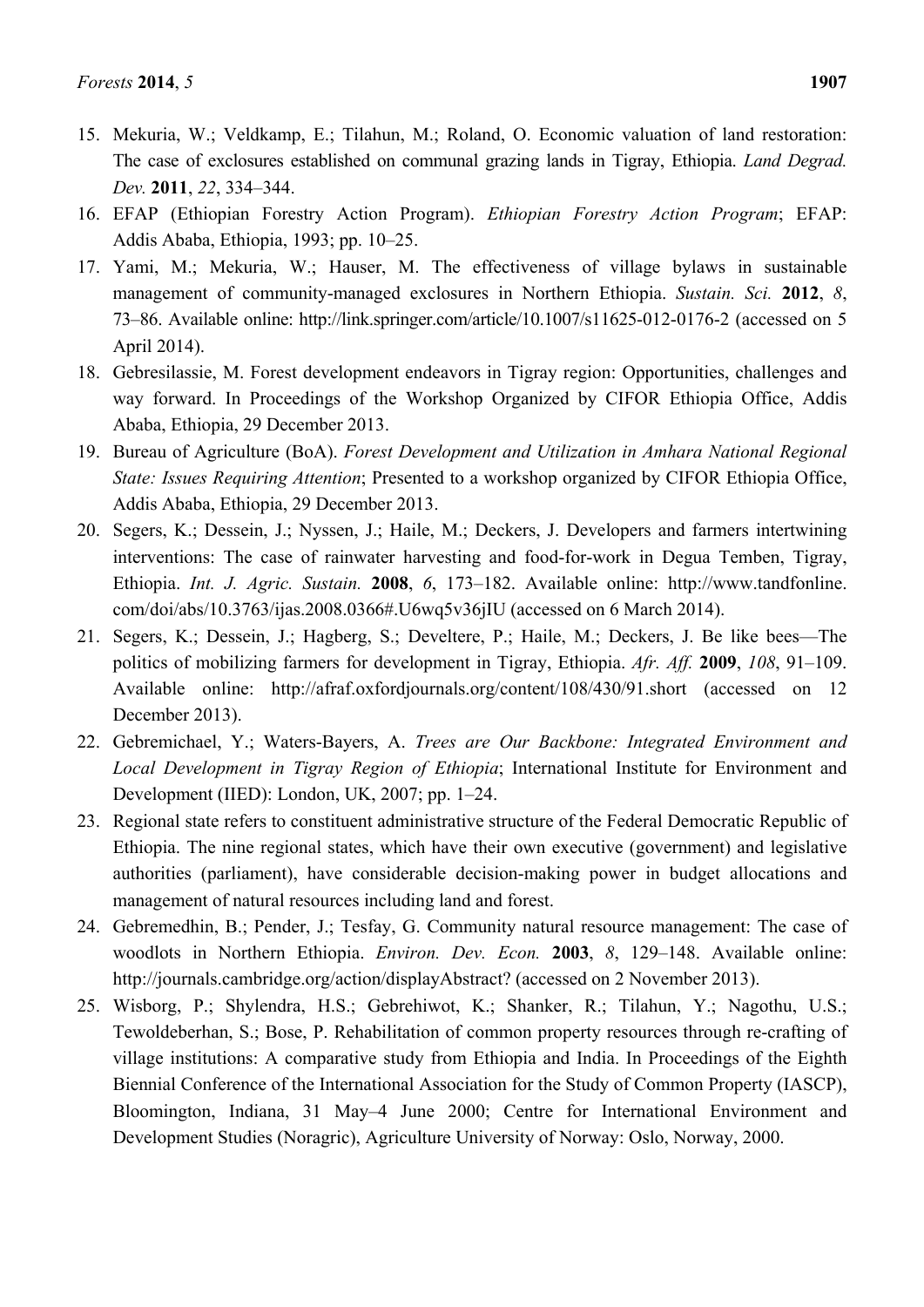15. Mekuria, W.; Veldkamp, E.; Tilahun, M.; Roland, O. Economic valuation of land restoration: The case of exclosures established on communal grazing lands in Tigray, Ethiopia. *Land Degrad. Dev.* **2011**, *22*, 334–344.
16. EFAP (Ethiopian Forestry Action Program). *Ethiopian Forestry Action Program*; EFAP: Addis Ababa, Ethiopia, 1993; pp. 10–25.
17. Yami, M.; Mekuria, W.; Hauser, M. The effectiveness of village bylaws in sustainable management of community-managed exclosures in Northern Ethiopia. *Sustain. Sci.* **2012**, *8*, 73–86. Available online: http://link.springer.com/article/10.1007/s11625-012-0176-2 (accessed on 5 April 2014).
18. Gebresilassie, M. Forest development endeavors in Tigray region: Opportunities, challenges and way forward. In Proceedings of the Workshop Organized by CIFOR Ethiopia Office, Addis Ababa, Ethiopia, 29 December 2013.
19. Bureau of Agriculture (BoA). *Forest Development and Utilization in Amhara National Regional State: Issues Requiring Attention*; Presented to a workshop organized by CIFOR Ethiopia Office, Addis Ababa, Ethiopia, 29 December 2013.
20. Segers, K.; Dessein, J.; Nyssen, J.; Haile, M.; Deckers, J. Developers and farmers intertwining interventions: The case of rainwater harvesting and food-for-work in Degua Temben, Tigray, Ethiopia. *Int. J. Agric. Sustain.* **2008**, *6*, 173–182. Available online: http://www.tandfonline.com/doi/abs/10.3763/ijas.2008.0366#.U6wq5v36jIU (accessed on 6 March 2014).
21. Segers, K.; Dessein, J.; Hagberg, S.; Develtere, P.; Haile, M.; Deckers, J. Be like bees—The politics of mobilizing farmers for development in Tigray, Ethiopia. *Afr. Aff.* **2009**, *108*, 91–109. Available online: http://afraf.oxfordjournals.org/content/108/430/91.short (accessed on 12 December 2013).
22. Gebremichael, Y.; Waters-Bayers, A. *Trees are Our Backbone: Integrated Environment and Local Development in Tigray Region of Ethiopia*; International Institute for Environment and Development (IIED): London, UK, 2007; pp. 1–24.
23. Regional state refers to constituent administrative structure of the Federal Democratic Republic of Ethiopia. The nine regional states, which have their own executive (government) and legislative authorities (parliament), have considerable decision-making power in budget allocations and management of natural resources including land and forest.
24. Gebremedhin, B.; Pender, J.; Tesfay, G. Community natural resource management: The case of woodlots in Northern Ethiopia. *Environ. Dev. Econ.* **2003**, *8*, 129–148. Available online: http://journals.cambridge.org/action/displayAbstract? (accessed on 2 November 2013).
25. Wisborg, P.; Shylendra, H.S.; Gebrehiwot, K.; Shanker, R.; Tilahun, Y.; Nagothu, U.S.; Tewoldeberhan, S.; Bose, P. Rehabilitation of common property resources through re-crafting of village institutions: A comparative study from Ethiopia and India. In Proceedings of the Eighth Biennial Conference of the International Association for the Study of Common Property (IASCP), Bloomington, Indiana, 31 May–4 June 2000; Centre for International Environment and Development Studies (Noragric), Agriculture University of Norway: Oslo, Norway, 2000.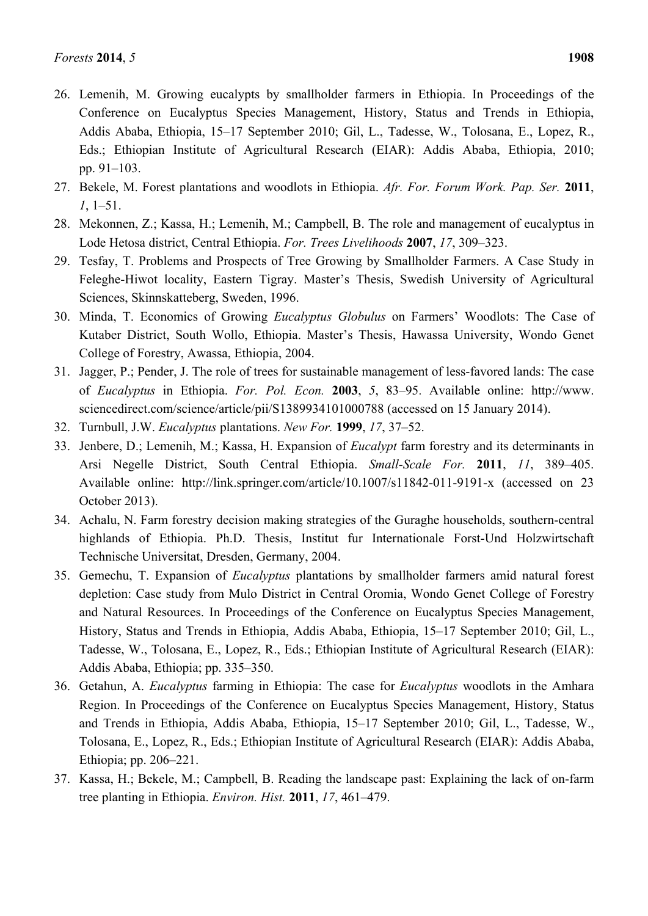26. Lemenih, M. Growing eucalypts by smallholder farmers in Ethiopia. In Proceedings of the Conference on Eucalyptus Species Management, History, Status and Trends in Ethiopia, Addis Ababa, Ethiopia, 15–17 September 2010; Gil, L., Tadesse, W., Tolosana, E., Lopez, R., Eds.; Ethiopian Institute of Agricultural Research (EIAR): Addis Ababa, Ethiopia, 2010; pp. 91–103.
27. Bekele, M. Forest plantations and woodlots in Ethiopia. *Afr. For. Forum Work. Pap. Ser.* **2011**, *1*, 1–51.
28. Mekonnen, Z.; Kassa, H.; Lemenih, M.; Campbell, B. The role and management of eucalyptus in Lode Hetosa district, Central Ethiopia. *For. Trees Livelihoods* **2007**, *17*, 309–323.
29. Tesfay, T. Problems and Prospects of Tree Growing by Smallholder Farmers. A Case Study in Feleghe-Hiwot locality, Eastern Tigray. Master's Thesis, Swedish University of Agricultural Sciences, Skinnskatteberg, Sweden, 1996.
30. Minda, T. Economics of Growing *Eucalyptus Globulus* on Farmers' Woodlots: The Case of Kutaber District, South Wollo, Ethiopia. Master's Thesis, Hawassa University, Wondo Genet College of Forestry, Awassa, Ethiopia, 2004.
31. Jagger, P.; Pender, J. The role of trees for sustainable management of less-favored lands: The case of *Eucalyptus* in Ethiopia. *For. Pol. Econ.* **2003**, *5*, 83–95. Available online: http://www.sciencedirect.com/science/article/pii/S1389934101000788 (accessed on 15 January 2014).
32. Turnbull, J.W. *Eucalyptus* plantations. *New For.* **1999**, *17*, 37–52.
33. Jenbere, D.; Lemenih, M.; Kassa, H. Expansion of *Eucalypt* farm forestry and its determinants in Arsi Negelle District, South Central Ethiopia. *Small-Scale For.* **2011**, *11*, 389–405. Available online: http://link.springer.com/article/10.1007/s11842-011-9191-x (accessed on 23 October 2013).
34. Achalu, N. Farm forestry decision making strategies of the Guraghe households, southern-central highlands of Ethiopia. Ph.D. Thesis, Institut fur Internationale Forst-Und Holzwirtschaft Technische Universitat, Dresden, Germany, 2004.
35. Gemechu, T. Expansion of *Eucalyptus* plantations by smallholder farmers amid natural forest depletion: Case study from Mulo District in Central Oromia, Wondo Genet College of Forestry and Natural Resources. In Proceedings of the Conference on Eucalyptus Species Management, History, Status and Trends in Ethiopia, Addis Ababa, Ethiopia, 15–17 September 2010; Gil, L., Tadesse, W., Tolosana, E., Lopez, R., Eds.; Ethiopian Institute of Agricultural Research (EIAR): Addis Ababa, Ethiopia; pp. 335–350.
36. Getahun, A. *Eucalyptus* farming in Ethiopia: The case for *Eucalyptus* woodlots in the Amhara Region. In Proceedings of the Conference on Eucalyptus Species Management, History, Status and Trends in Ethiopia, Addis Ababa, Ethiopia, 15–17 September 2010; Gil, L., Tadesse, W., Tolosana, E., Lopez, R., Eds.; Ethiopian Institute of Agricultural Research (EIAR): Addis Ababa, Ethiopia; pp. 206–221.
37. Kassa, H.; Bekele, M.; Campbell, B. Reading the landscape past: Explaining the lack of on-farm tree planting in Ethiopia. *Environ. Hist.* **2011**, *17*, 461–479.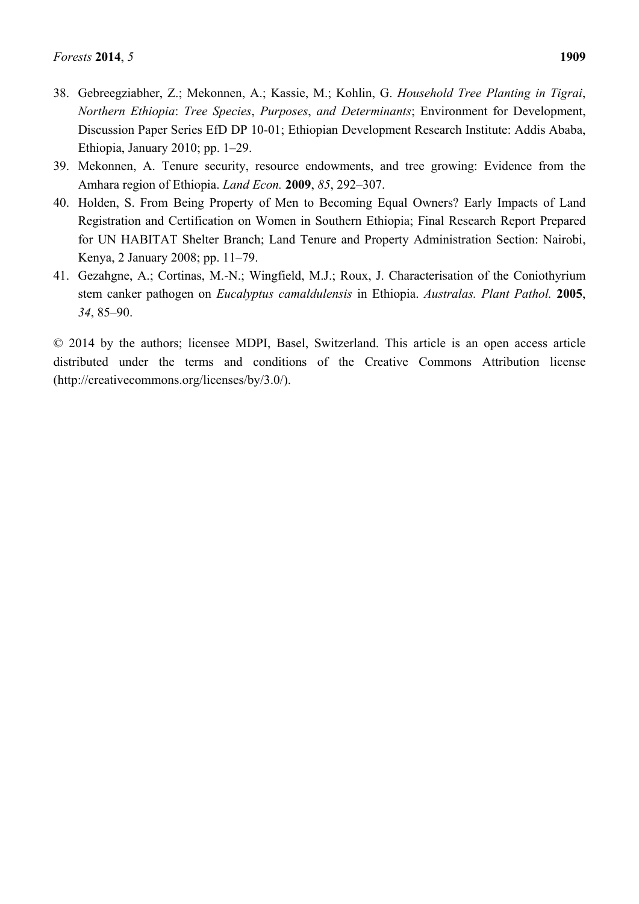38. Gebreegziabher, Z.; Mekonnen, A.; Kassie, M.; Kohlin, G. *Household Tree Planting in Tigrai*, *Northern Ethiopia*: *Tree Species*, *Purposes*, *and Determinants*; Environment for Development, Discussion Paper Series EfD DP 10-01; Ethiopian Development Research Institute: Addis Ababa, Ethiopia, January 2010; pp. 1–29.
39. Mekonnen, A. Tenure security, resource endowments, and tree growing: Evidence from the Amhara region of Ethiopia. *Land Econ.* **2009**, *85*, 292–307.
40. Holden, S. From Being Property of Men to Becoming Equal Owners? Early Impacts of Land Registration and Certification on Women in Southern Ethiopia; Final Research Report Prepared for UN HABITAT Shelter Branch; Land Tenure and Property Administration Section: Nairobi, Kenya, 2 January 2008; pp. 11–79.
41. Gezahgne, A.; Cortinas, M.-N.; Wingfield, M.J.; Roux, J. Characterisation of the Coniothyrium stem canker pathogen on *Eucalyptus camaldulensis* in Ethiopia. *Australas. Plant Pathol.* **2005**, *34*, 85–90.

© 2014 by the authors; licensee MDPI, Basel, Switzerland. This article is an open access article distributed under the terms and conditions of the Creative Commons Attribution license (http://creativecommons.org/licenses/by/3.0/).